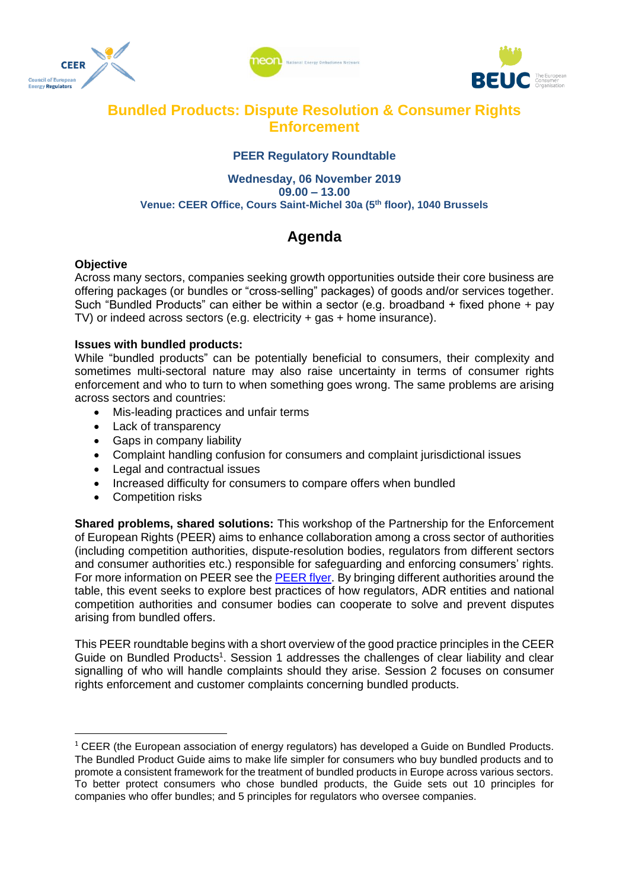# Bundled Products: Dispute Resolution & Consumer Rights Enforcement

### PEER Regulatory Roundtable

**Wednesday, 06 November 2019**
**09.00 – 13.00**
**Venue: CEER Office, Cours Saint-Michel 30a (5th floor), 1040 Brussels**

## Agenda

**Objective**
Across many sectors, companies seeking growth opportunities outside their core business are offering packages (or bundles or "cross-selling" packages) of goods and/or services together. Such "Bundled Products" can either be within a sector (e.g. broadband + fixed phone + pay TV) or indeed across sectors (e.g. electricity + gas + home insurance).

**Issues with bundled products:**
While "bundled products" can be potentially beneficial to consumers, their complexity and sometimes multi-sectoral nature may also raise uncertainty in terms of consumer rights enforcement and who to turn to when something goes wrong. The same problems are arising across sectors and countries:

- Mis-leading practices and unfair terms
- Lack of transparency
- Gaps in company liability
- Complaint handling confusion for consumers and complaint jurisdictional issues
- Legal and contractual issues
- Increased difficulty for consumers to compare offers when bundled
- Competition risks

**Shared problems, shared solutions:** This workshop of the Partnership for the Enforcement of European Rights (PEER) aims to enhance collaboration among a cross sector of authorities (including competition authorities, dispute-resolution bodies, regulators from different sectors and consumer authorities etc.) responsible for safeguarding and enforcing consumers' rights. For more information on PEER see the PEER flyer. By bringing different authorities around the table, this event seeks to explore best practices of how regulators, ADR entities and national competition authorities and consumer bodies can cooperate to solve and prevent disputes arising from bundled offers.

This PEER roundtable begins with a short overview of the good practice principles in the CEER Guide on Bundled Products[1]. Session 1 addresses the challenges of clear liability and clear signalling of who will handle complaints should they arise. Session 2 focuses on consumer rights enforcement and customer complaints concerning bundled products.

---

[1] CEER (the European association of energy regulators) has developed a Guide on Bundled Products. The Bundled Product Guide aims to make life simpler for consumers who buy bundled products and to promote a consistent framework for the treatment of bundled products in Europe across various sectors. To better protect consumers who chose bundled products, the Guide sets out 10 principles for companies who offer bundles; and 5 principles for regulators who oversee companies.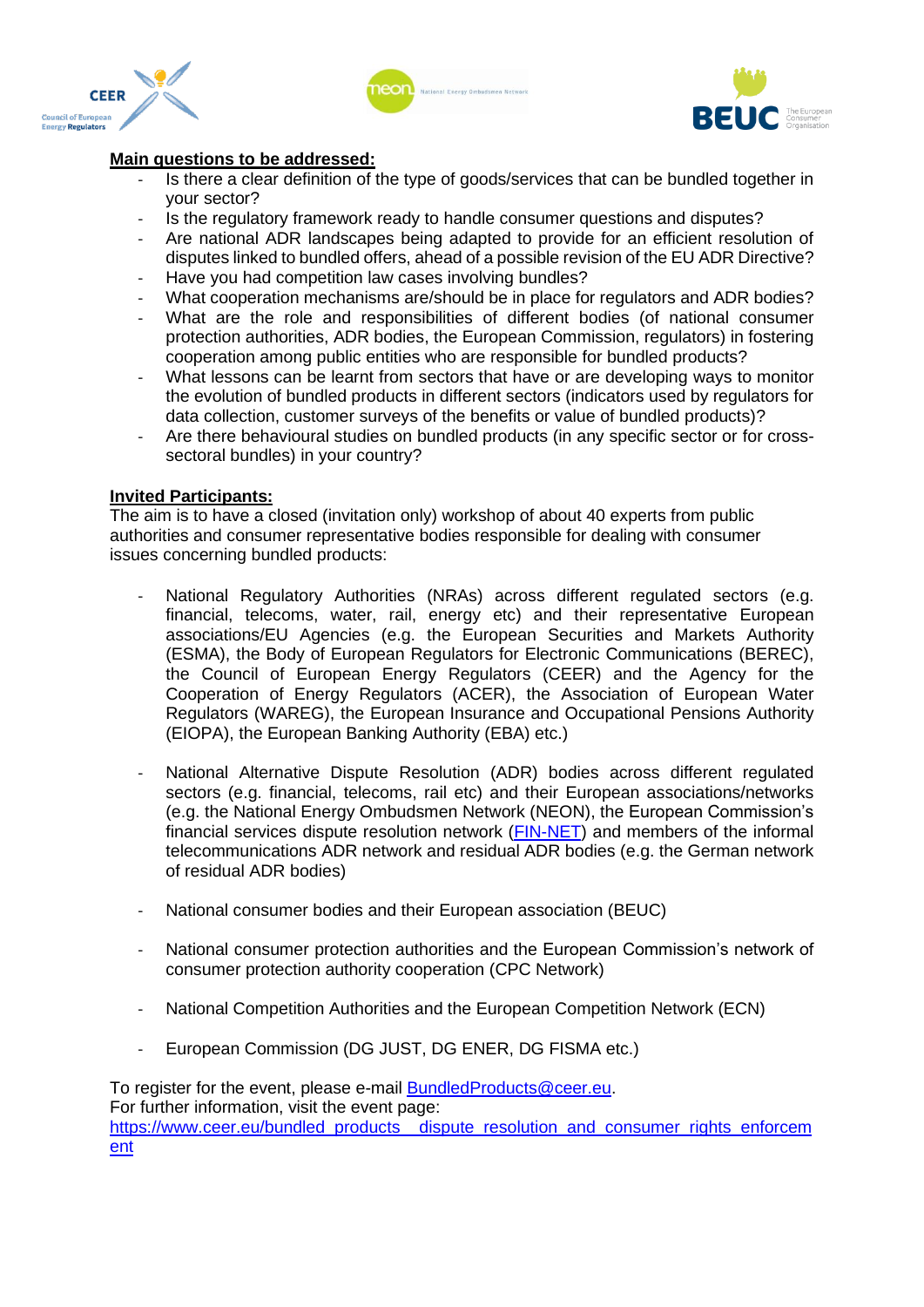**Main questions to be addressed:**

- Is there a clear definition of the type of goods/services that can be bundled together in your sector?
- Is the regulatory framework ready to handle consumer questions and disputes?
- Are national ADR landscapes being adapted to provide for an efficient resolution of disputes linked to bundled offers, ahead of a possible revision of the EU ADR Directive?
- Have you had competition law cases involving bundles?
- What cooperation mechanisms are/should be in place for regulators and ADR bodies?
- What are the role and responsibilities of different bodies (of national consumer protection authorities, ADR bodies, the European Commission, regulators) in fostering cooperation among public entities who are responsible for bundled products?
- What lessons can be learnt from sectors that have or are developing ways to monitor the evolution of bundled products in different sectors (indicators used by regulators for data collection, customer surveys of the benefits or value of bundled products)?
- Are there behavioural studies on bundled products (in any specific sector or for cross-sectoral bundles) in your country?

**Invited Participants:**

The aim is to have a closed (invitation only) workshop of about 40 experts from public authorities and consumer representative bodies responsible for dealing with consumer issues concerning bundled products:

- National Regulatory Authorities (NRAs) across different regulated sectors (e.g. financial, telecoms, water, rail, energy etc) and their representative European associations/EU Agencies (e.g. the European Securities and Markets Authority (ESMA), the Body of European Regulators for Electronic Communications (BEREC), the Council of European Energy Regulators (CEER) and the Agency for the Cooperation of Energy Regulators (ACER), the Association of European Water Regulators (WAREG), the European Insurance and Occupational Pensions Authority (EIOPA), the European Banking Authority (EBA) etc.)

- National Alternative Dispute Resolution (ADR) bodies across different regulated sectors (e.g. financial, telecoms, rail etc) and their European associations/networks (e.g. the National Energy Ombudsmen Network (NEON), the European Commission's financial services dispute resolution network (FIN-NET) and members of the informal telecommunications ADR network and residual ADR bodies (e.g. the German network of residual ADR bodies)

- National consumer bodies and their European association (BEUC)

- National consumer protection authorities and the European Commission's network of consumer protection authority cooperation (CPC Network)

- National Competition Authorities and the European Competition Network (ECN)

- European Commission (DG JUST, DG ENER, DG FISMA etc.)

To register for the event, please e-mail BundledProducts@ceer.eu.
For further information, visit the event page:
https://www.ceer.eu/bundled_products__dispute_resolution_and_consumer_rights_enforcement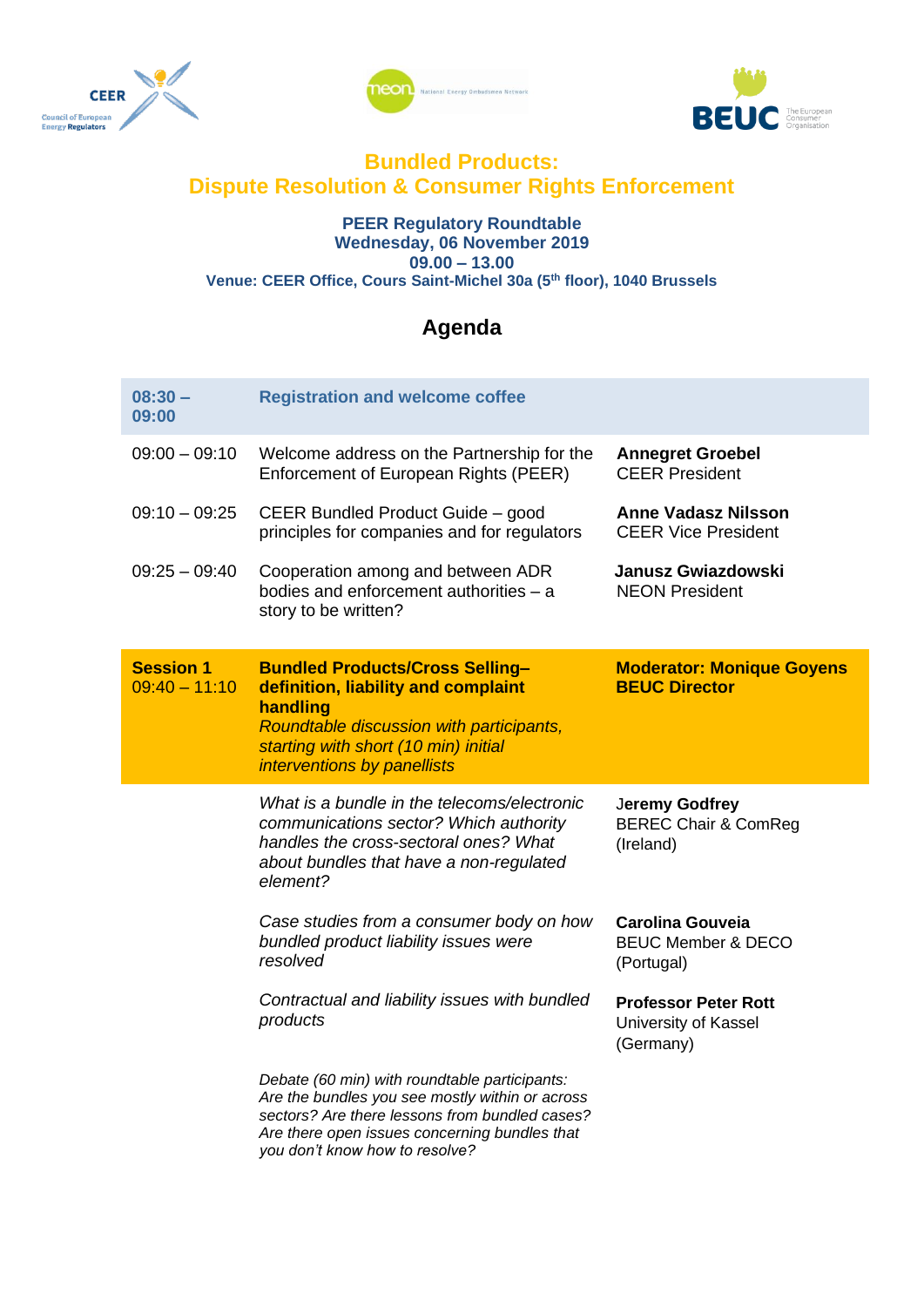## Bundled Products: Dispute Resolution & Consumer Rights Enforcement

**PEER Regulatory Roundtable**
**Wednesday, 06 November 2019**
**09.00 – 13.00**
**Venue: CEER Office, Cours Saint-Michel 30a (5th floor), 1040 Brussels**

# Agenda

| | | |
|---|---|---|
| **08:30 – 09:00** | **Registration and welcome coffee** | |
| 09:00 – 09:10 | Welcome address on the Partnership for the Enforcement of European Rights (PEER) | **Annegret Groebel** CEER President |
| 09:10 – 09:25 | CEER Bundled Product Guide – good principles for companies and for regulators | **Anne Vadasz Nilsson** CEER Vice President |
| 09:25 – 09:40 | Cooperation among and between ADR bodies and enforcement authorities – a story to be written? | **Janusz Gwiazdowski** NEON President |
| **Session 1** 09:40 – 11:10 | **Bundled Products/Cross Selling– definition, liability and complaint handling** *Roundtable discussion with participants, starting with short (10 min) initial interventions by panellists* | **Moderator: Monique Goyens BEUC Director** |
| | *What is a bundle in the telecoms/electronic communications sector? Which authority handles the cross-sectoral ones? What about bundles that have a non-regulated element?* | **Jeremy Godfrey** BEREC Chair & ComReg (Ireland) |
| | *Case studies from a consumer body on how bundled product liability issues were resolved* | **Carolina Gouveia** BEUC Member & DECO (Portugal) |
| | *Contractual and liability issues with bundled products* | **Professor Peter Rott** University of Kassel (Germany) |
| | *Debate (60 min) with roundtable participants: Are the bundles you see mostly within or across sectors? Are there lessons from bundled cases? Are there open issues concerning bundles that you don't know how to resolve?* | |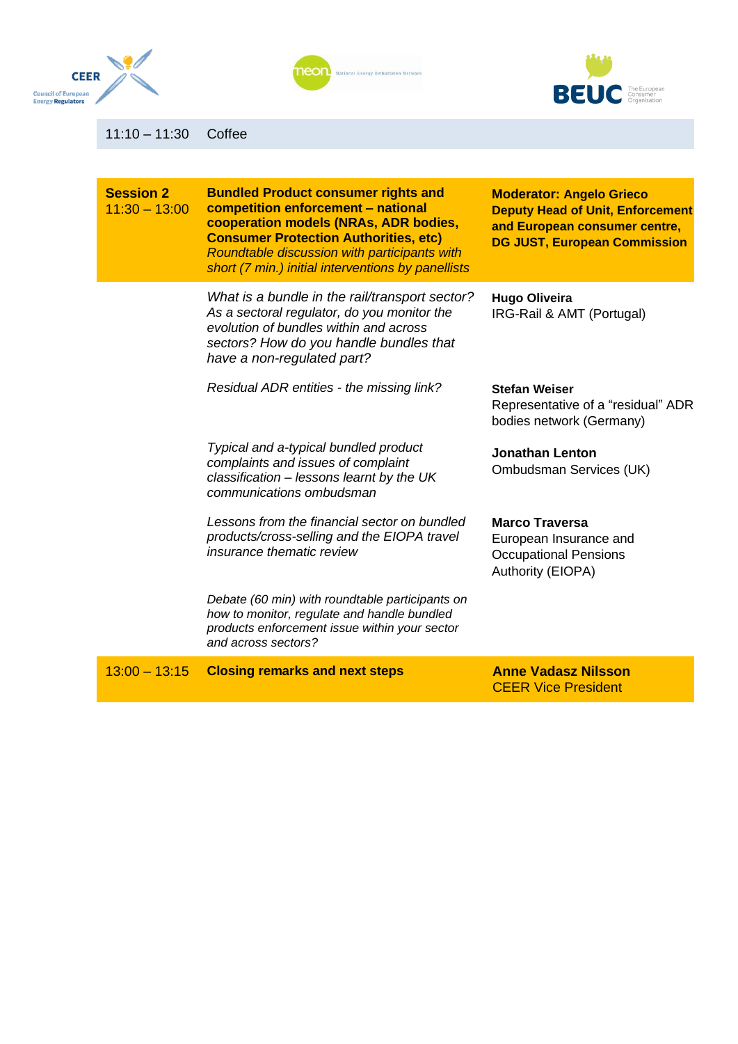| | | |
|---|---|---|
| 11:10 – 11:30 | Coffee | |
| **Session 2** 11:30 – 13:00 | **Bundled Product consumer rights and competition enforcement – national cooperation models (NRAs, ADR bodies, Consumer Protection Authorities, etc)** *Roundtable discussion with participants with short (7 min.) initial interventions by panellists* | **Moderator: Angelo Grieco Deputy Head of Unit, Enforcement and European consumer centre, DG JUST, European Commission** |
| | *What is a bundle in the rail/transport sector? As a sectoral regulator, do you monitor the evolution of bundles within and across sectors? How do you handle bundles that have a non-regulated part?* | **Hugo Oliveira** IRG-Rail & AMT (Portugal) |
| | *Residual ADR entities - the missing link?* | **Stefan Weiser** Representative of a "residual" ADR bodies network (Germany) |
| | *Typical and a-typical bundled product complaints and issues of complaint classification – lessons learnt by the UK communications ombudsman* | **Jonathan Lenton** Ombudsman Services (UK) |
| | *Lessons from the financial sector on bundled products/cross-selling and the EIOPA travel insurance thematic review* | **Marco Traversa** European Insurance and Occupational Pensions Authority (EIOPA) |
| | *Debate (60 min) with roundtable participants on how to monitor, regulate and handle bundled products enforcement issue within your sector and across sectors?* | |
| 13:00 – 13:15 | **Closing remarks and next steps** | **Anne Vadasz Nilsson** CEER Vice President |